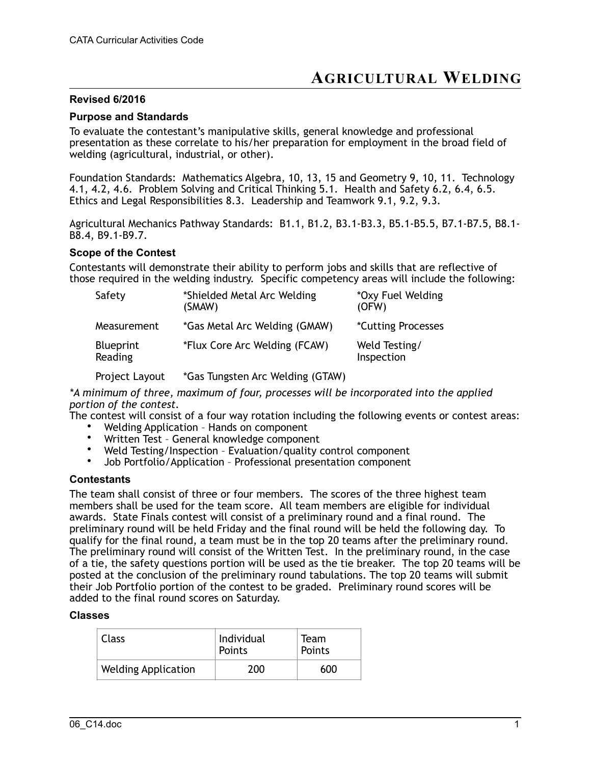# AGRICULTURAL WELDING

**Revised 6/2016**

### Purpose and Standards

To evaluate the contestant's manipulative skills, general knowledge and professional presentation as these correlate to his/her preparation for employment in the broad field of welding (agricultural, industrial, or other).

Foundation Standards: Mathematics Algebra, 10, 13, 15 and Geometry 9, 10, 11. Technology 4.1, 4.2, 4.6. Problem Solving and Critical Thinking 5.1. Health and Safety 6.2, 6.4, 6.5. Ethics and Legal Responsibilities 8.3. Leadership and Teamwork 9.1, 9.2, 9.3.

Agricultural Mechanics Pathway Standards: B1.1, B1.2, B3.1-B3.3, B5.1-B5.5, B7.1-B7.5, B8.1-B8.4, B9.1-B9.7.

### Scope of the Contest

Contestants will demonstrate their ability to perform jobs and skills that are reflective of those required in the welding industry. Specific competency areas will include the following:

| | | |
|---|---|---|
| Safety | *Shielded Metal Arc Welding (SMAW) | *Oxy Fuel Welding (OFW) |
| Measurement | *Gas Metal Arc Welding (GMAW) | *Cutting Processes |
| Blueprint Reading | *Flux Core Arc Welding (FCAW) | Weld Testing/ Inspection |
| Project Layout | *Gas Tungsten Arc Welding (GTAW) | |

*\*A minimum of three, maximum of four, processes will be incorporated into the applied portion of the contest.*

The contest will consist of a four way rotation including the following events or contest areas:

- Welding Application – Hands on component
- Written Test – General knowledge component
- Weld Testing/Inspection – Evaluation/quality control component
- Job Portfolio/Application – Professional presentation component

### Contestants

The team shall consist of three or four members. The scores of the three highest team members shall be used for the team score. All team members are eligible for individual awards. State Finals contest will consist of a preliminary round and a final round. The preliminary round will be held Friday and the final round will be held the following day. To qualify for the final round, a team must be in the top 20 teams after the preliminary round. The preliminary round will consist of the Written Test. In the preliminary round, in the case of a tie, the safety questions portion will be used as the tie breaker. The top 20 teams will be posted at the conclusion of the preliminary round tabulations. The top 20 teams will submit their Job Portfolio portion of the contest to be graded. Preliminary round scores will be added to the final round scores on Saturday.

### Classes

| Class | Individual Points | Team Points |
|---|---|---|
| Welding Application | 200 | 600 |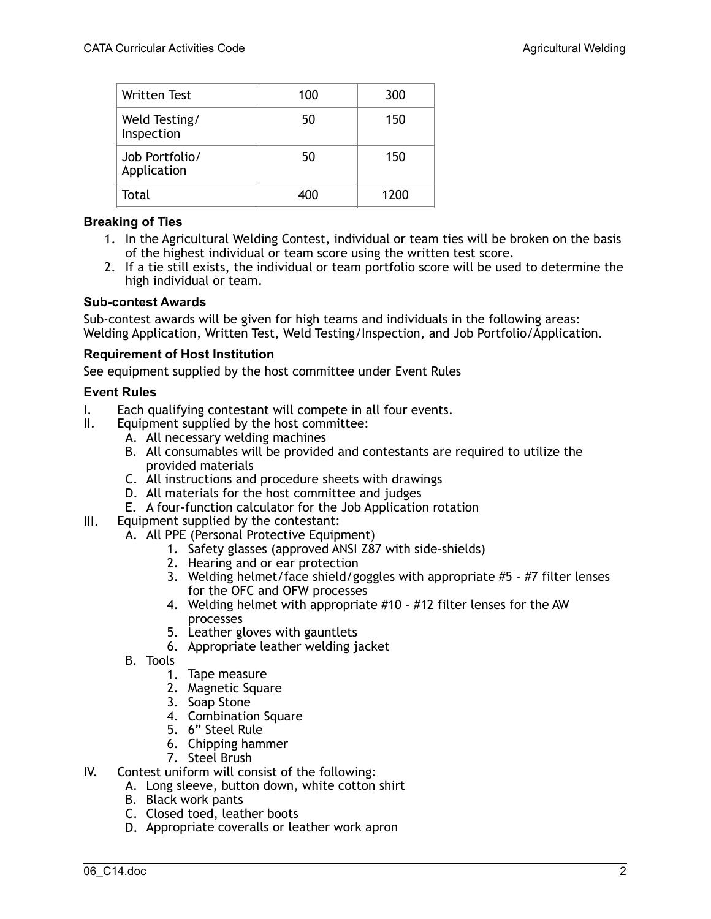| | | |
|---|---|---|
| Written Test | 100 | 300 |
| Weld Testing/ Inspection | 50 | 150 |
| Job Portfolio/ Application | 50 | 150 |
| Total | 400 | 1200 |

### Breaking of Ties

1. In the Agricultural Welding Contest, individual or team ties will be broken on the basis of the highest individual or team score using the written test score.
2. If a tie still exists, the individual or team portfolio score will be used to determine the high individual or team.

### Sub-contest Awards

Sub-contest awards will be given for high teams and individuals in the following areas: Welding Application, Written Test, Weld Testing/Inspection, and Job Portfolio/Application.

### Requirement of Host Institution

See equipment supplied by the host committee under Event Rules

### Event Rules

I. Each qualifying contestant will compete in all four events.

II. Equipment supplied by the host committee:
   - A. All necessary welding machines
   - B. All consumables will be provided and contestants are required to utilize the provided materials
   - C. All instructions and procedure sheets with drawings
   - D. All materials for the host committee and judges
   - E. A four-function calculator for the Job Application rotation

III. Equipment supplied by the contestant:
   - A. All PPE (Personal Protective Equipment)
     1. Safety glasses (approved ANSI Z87 with side-shields)
     2. Hearing and or ear protection
     3. Welding helmet/face shield/goggles with appropriate #5 - #7 filter lenses for the OFC and OFW processes
     4. Welding helmet with appropriate #10 - #12 filter lenses for the AW processes
     5. Leather gloves with gauntlets
     6. Appropriate leather welding jacket
   - B. Tools
     1. Tape measure
     2. Magnetic Square
     3. Soap Stone
     4. Combination Square
     5. 6" Steel Rule
     6. Chipping hammer
     7. Steel Brush

IV. Contest uniform will consist of the following:
   - A. Long sleeve, button down, white cotton shirt
   - B. Black work pants
   - C. Closed toed, leather boots
   - D. Appropriate coveralls or leather work apron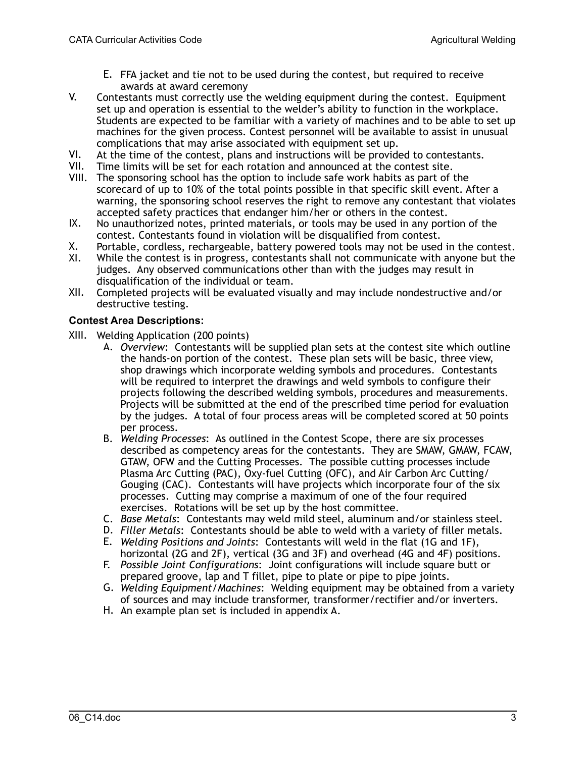E. FFA jacket and tie not to be used during the contest, but required to receive awards at award ceremony

V. Contestants must correctly use the welding equipment during the contest. Equipment set up and operation is essential to the welder's ability to function in the workplace. Students are expected to be familiar with a variety of machines and to be able to set up machines for the given process. Contest personnel will be available to assist in unusual complications that may arise associated with equipment set up.

VI. At the time of the contest, plans and instructions will be provided to contestants.

VII. Time limits will be set for each rotation and announced at the contest site.

VIII. The sponsoring school has the option to include safe work habits as part of the scorecard of up to 10% of the total points possible in that specific skill event. After a warning, the sponsoring school reserves the right to remove any contestant that violates accepted safety practices that endanger him/her or others in the contest.

IX. No unauthorized notes, printed materials, or tools may be used in any portion of the contest. Contestants found in violation will be disqualified from contest.

X. Portable, cordless, rechargeable, battery powered tools may not be used in the contest.

XI. While the contest is in progress, contestants shall not communicate with anyone but the judges. Any observed communications other than with the judges may result in disqualification of the individual or team.

XII. Completed projects will be evaluated visually and may include nondestructive and/or destructive testing.

**Contest Area Descriptions**:

XIII. Welding Application (200 points)

A. *Overview*: Contestants will be supplied plan sets at the contest site which outline the hands-on portion of the contest. These plan sets will be basic, three view, shop drawings which incorporate welding symbols and procedures. Contestants will be required to interpret the drawings and weld symbols to configure their projects following the described welding symbols, procedures and measurements. Projects will be submitted at the end of the prescribed time period for evaluation by the judges. A total of four process areas will be completed scored at 50 points per process.

B. *Welding Processes*: As outlined in the Contest Scope, there are six processes described as competency areas for the contestants. They are SMAW, GMAW, FCAW, GTAW, OFW and the Cutting Processes. The possible cutting processes include Plasma Arc Cutting (PAC), Oxy-fuel Cutting (OFC), and Air Carbon Arc Cutting/ Gouging (CAC). Contestants will have projects which incorporate four of the six processes. Cutting may comprise a maximum of one of the four required exercises. Rotations will be set up by the host committee.

C. *Base Metals*: Contestants may weld mild steel, aluminum and/or stainless steel.

D. *Filler Metals*: Contestants should be able to weld with a variety of filler metals.

E. *Welding Positions and Joints*: Contestants will weld in the flat (1G and 1F), horizontal (2G and 2F), vertical (3G and 3F) and overhead (4G and 4F) positions.

F. *Possible Joint Configurations*: Joint configurations will include square butt or prepared groove, lap and T fillet, pipe to plate or pipe to pipe joints.

G. *Welding Equipment/Machines*: Welding equipment may be obtained from a variety of sources and may include transformer, transformer/rectifier and/or inverters.

H. An example plan set is included in appendix A.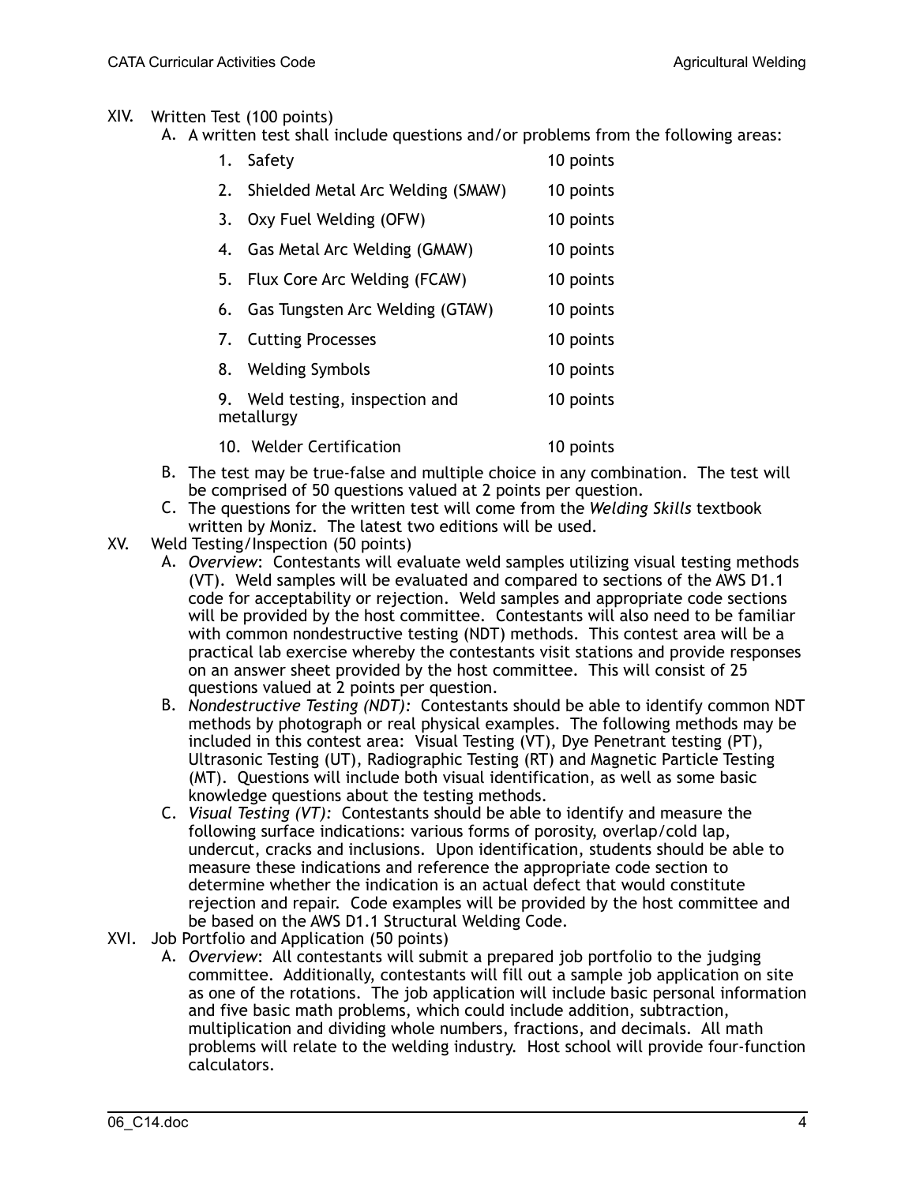XIV. Written Test (100 points)

A. A written test shall include questions and/or problems from the following areas:

| | | |
|---|---|---|
| 1. | Safety | 10 points |
| 2. | Shielded Metal Arc Welding (SMAW) | 10 points |
| 3. | Oxy Fuel Welding (OFW) | 10 points |
| 4. | Gas Metal Arc Welding (GMAW) | 10 points |
| 5. | Flux Core Arc Welding (FCAW) | 10 points |
| 6. | Gas Tungsten Arc Welding (GTAW) | 10 points |
| 7. | Cutting Processes | 10 points |
| 8. | Welding Symbols | 10 points |
| 9. | Weld testing, inspection and metallurgy | 10 points |
| 10. | Welder Certification | 10 points |

B. The test may be true-false and multiple choice in any combination. The test will be comprised of 50 questions valued at 2 points per question.

C. The questions for the written test will come from the *Welding Skills* textbook written by Moniz. The latest two editions will be used.

XV. Weld Testing/Inspection (50 points)

A. *Overview*: Contestants will evaluate weld samples utilizing visual testing methods (VT). Weld samples will be evaluated and compared to sections of the AWS D1.1 code for acceptability or rejection. Weld samples and appropriate code sections will be provided by the host committee. Contestants will also need to be familiar with common nondestructive testing (NDT) methods. This contest area will be a practical lab exercise whereby the contestants visit stations and provide responses on an answer sheet provided by the host committee. This will consist of 25 questions valued at 2 points per question.

B. *Nondestructive Testing (NDT):* Contestants should be able to identify common NDT methods by photograph or real physical examples. The following methods may be included in this contest area: Visual Testing (VT), Dye Penetrant testing (PT), Ultrasonic Testing (UT), Radiographic Testing (RT) and Magnetic Particle Testing (MT). Questions will include both visual identification, as well as some basic knowledge questions about the testing methods.

C. *Visual Testing (VT):* Contestants should be able to identify and measure the following surface indications: various forms of porosity, overlap/cold lap, undercut, cracks and inclusions. Upon identification, students should be able to measure these indications and reference the appropriate code section to determine whether the indication is an actual defect that would constitute rejection and repair. Code examples will be provided by the host committee and be based on the AWS D1.1 Structural Welding Code.

XVI. Job Portfolio and Application (50 points)

A. *Overview*: All contestants will submit a prepared job portfolio to the judging committee. Additionally, contestants will fill out a sample job application on site as one of the rotations. The job application will include basic personal information and five basic math problems, which could include addition, subtraction, multiplication and dividing whole numbers, fractions, and decimals. All math problems will relate to the welding industry. Host school will provide four-function calculators.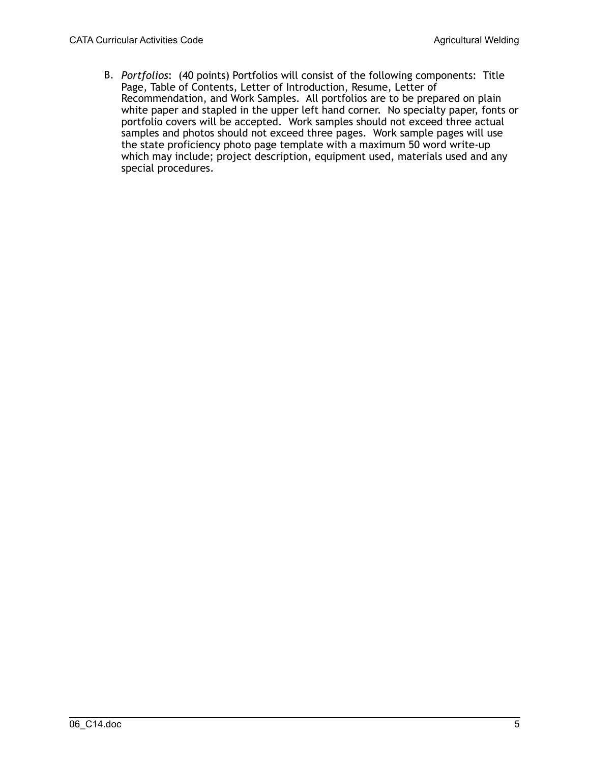B. *Portfolios*: (40 points) Portfolios will consist of the following components: Title Page, Table of Contents, Letter of Introduction, Resume, Letter of Recommendation, and Work Samples. All portfolios are to be prepared on plain white paper and stapled in the upper left hand corner. No specialty paper, fonts or portfolio covers will be accepted. Work samples should not exceed three actual samples and photos should not exceed three pages. Work sample pages will use the state proficiency photo page template with a maximum 50 word write-up which may include; project description, equipment used, materials used and any special procedures.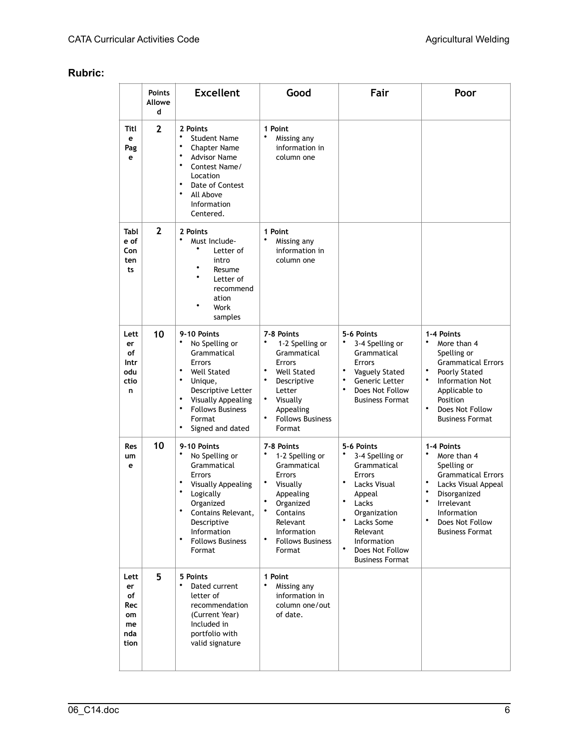**Rubric:**

| | Points Allowed | Excellent | Good | Fair | Poor |
|---|---|---|---|---|---|
| Title Page | 2 | 2 Points<br>• Student Name<br>• Chapter Name<br>• Advisor Name<br>• Contest Name/ Location<br>• Date of Contest<br>• All Above Information Centered. | 1 Point<br>• Missing any information in column one | | |
| Table of Contents | 2 | 2 Points<br>• Must Include-<br>  • Letter of intro<br>  • Resume<br>  • Letter of recommendation<br>  • Work samples | 1 Point<br>• Missing any information in column one | | |
| Letter of Introduction | 10 | 9-10 Points<br>• No Spelling or Grammatical Errors<br>• Well Stated<br>• Unique, Descriptive Letter<br>• Visually Appealing<br>• Follows Business Format<br>• Signed and dated | 7-8 Points<br>• 1-2 Spelling or Grammatical Errors<br>• Well Stated<br>• Descriptive Letter<br>• Visually Appealing<br>• Follows Business Format | 5-6 Points<br>• 3-4 Spelling or Grammatical Errors<br>• Vaguely Stated<br>• Generic Letter<br>• Does Not Follow Business Format | 1-4 Points<br>• More than 4 Spelling or Grammatical Errors<br>• Poorly Stated<br>• Information Not Applicable to Position<br>• Does Not Follow Business Format |
| Resume | 10 | 9-10 Points<br>• No Spelling or Grammatical Errors<br>• Visually Appealing<br>• Logically Organized<br>• Contains Relevant, Descriptive Information<br>• Follows Business Format | 7-8 Points<br>• 1-2 Spelling or Grammatical Errors<br>• Visually Appealing<br>• Organized<br>• Contains Relevant Information<br>• Follows Business Format | 5-6 Points<br>• 3-4 Spelling or Grammatical Errors<br>• Lacks Visual Appeal<br>• Lacks Organization<br>• Lacks Some Relevant Information<br>• Does Not Follow Business Format | 1-4 Points<br>• More than 4 Spelling or Grammatical Errors<br>• Lacks Visual Appeal<br>• Disorganized<br>• Irrelevant Information<br>• Does Not Follow Business Format |
| Letter of Recommendation | 5 | 5 Points<br>• Dated current letter of recommendation (Current Year) Included in portfolio with valid signature | 1 Point<br>• Missing any information in column one/out of date. | | |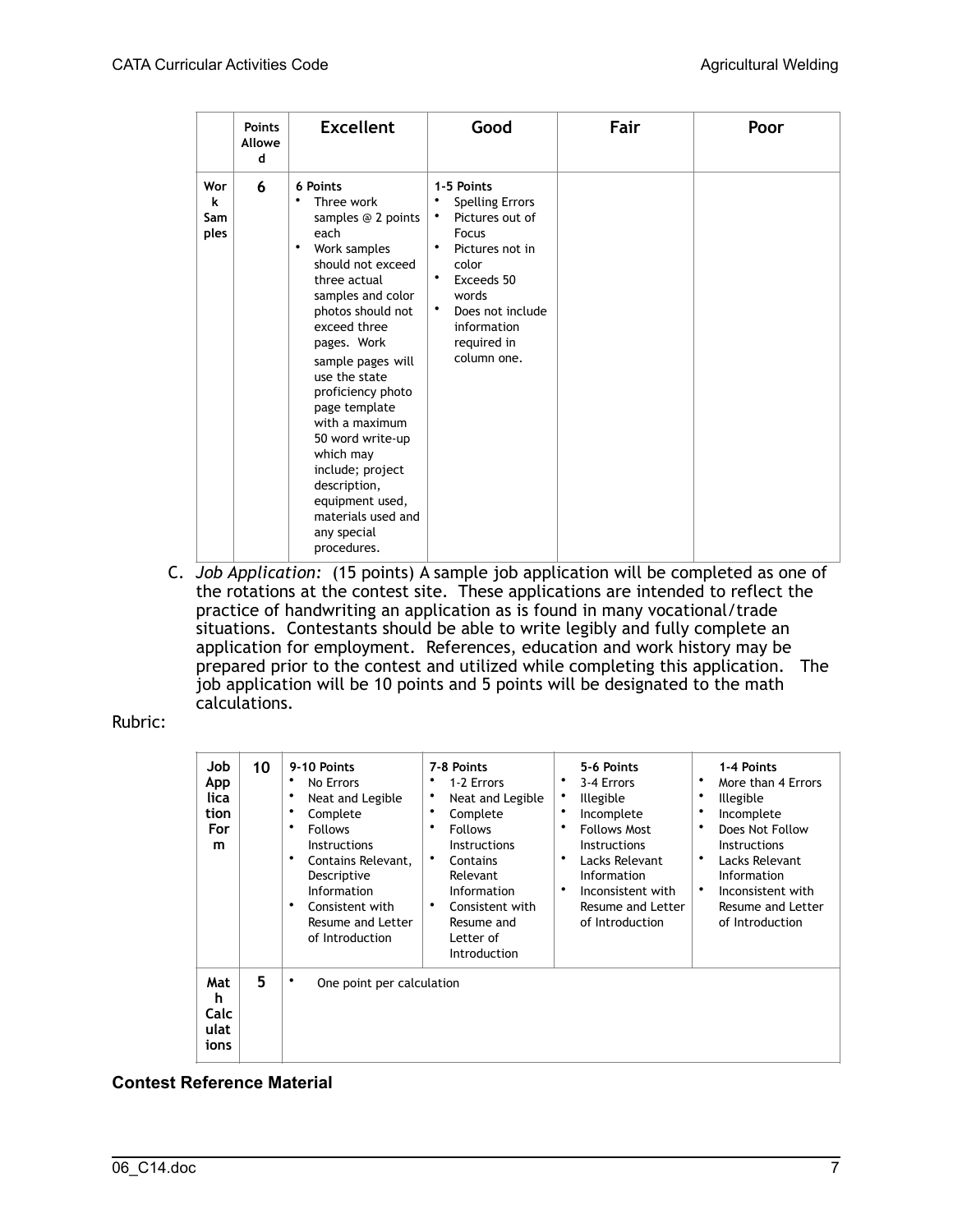| | Points Allowed | Excellent | Good | Fair | Poor |
|---|---|---|---|---|---|
| Work Samples | 6 | 6 Points<br>• Three work samples @ 2 points each<br>• Work samples should not exceed three actual samples and color photos should not exceed three pages. Work sample pages will use the state proficiency photo page template with a maximum 50 word write-up which may include; project description, equipment used, materials used and any special procedures. | 1-5 Points<br>• Spelling Errors<br>• Pictures out of Focus<br>• Pictures not in color<br>• Exceeds 50 words<br>• Does not include information required in column one. | | |

C. *Job Application:* (15 points) A sample job application will be completed as one of the rotations at the contest site. These applications are intended to reflect the practice of handwriting an application as is found in many vocational/trade situations. Contestants should be able to write legibly and fully complete an application for employment. References, education and work history may be prepared prior to the contest and utilized while completing this application. The job application will be 10 points and 5 points will be designated to the math calculations.

Rubric:

| | | | | | |
|---|---|---|---|---|---|
| Job Application Form | 10 | 9-10 Points<br>• No Errors<br>• Neat and Legible<br>• Complete<br>• Follows Instructions<br>• Contains Relevant, Descriptive Information<br>• Consistent with Resume and Letter of Introduction | 7-8 Points<br>• 1-2 Errors<br>• Neat and Legible<br>• Complete<br>• Follows Instructions<br>• Contains Relevant Information<br>• Consistent with Resume and Letter of Introduction | 5-6 Points<br>• 3-4 Errors<br>• Illegible<br>• Incomplete<br>• Follows Most Instructions<br>• Lacks Relevant Information<br>• Inconsistent with Resume and Letter of Introduction | 1-4 Points<br>• More than 4 Errors<br>• Illegible<br>• Incomplete<br>• Does Not Follow Instructions<br>• Lacks Relevant Information<br>• Inconsistent with Resume and Letter of Introduction |
| Math Calculations | 5 | • One point per calculation | | | |

**Contest Reference Material**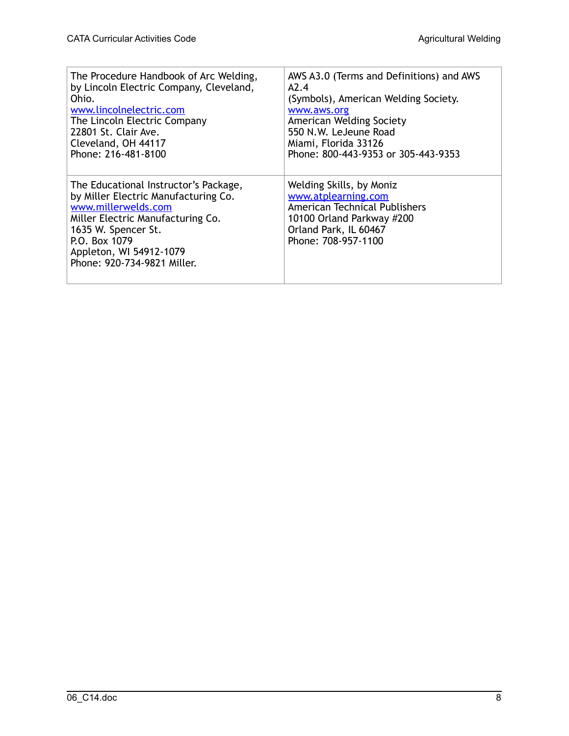| | |
|---|---|
| The Procedure Handbook of Arc Welding, by Lincoln Electric Company, Cleveland, Ohio.<br>www.lincolnelectric.com<br>The Lincoln Electric Company<br>22801 St. Clair Ave.<br>Cleveland, OH 44117<br>Phone: 216-481-8100 | AWS A3.0 (Terms and Definitions) and AWS A2.4<br>(Symbols), American Welding Society.<br>www.aws.org<br>American Welding Society<br>550 N.W. LeJeune Road<br>Miami, Florida 33126<br>Phone: 800-443-9353 or 305-443-9353 |
| The Educational Instructor's Package, by Miller Electric Manufacturing Co.<br>www.millerwelds.com<br>Miller Electric Manufacturing Co.<br>1635 W. Spencer St.<br>P.O. Box 1079<br>Appleton, WI 54912-1079<br>Phone: 920-734-9821 Miller. | Welding Skills, by Moniz<br>www.atplearning.com<br>American Technical Publishers<br>10100 Orland Parkway #200<br>Orland Park, IL 60467<br>Phone: 708-957-1100 |